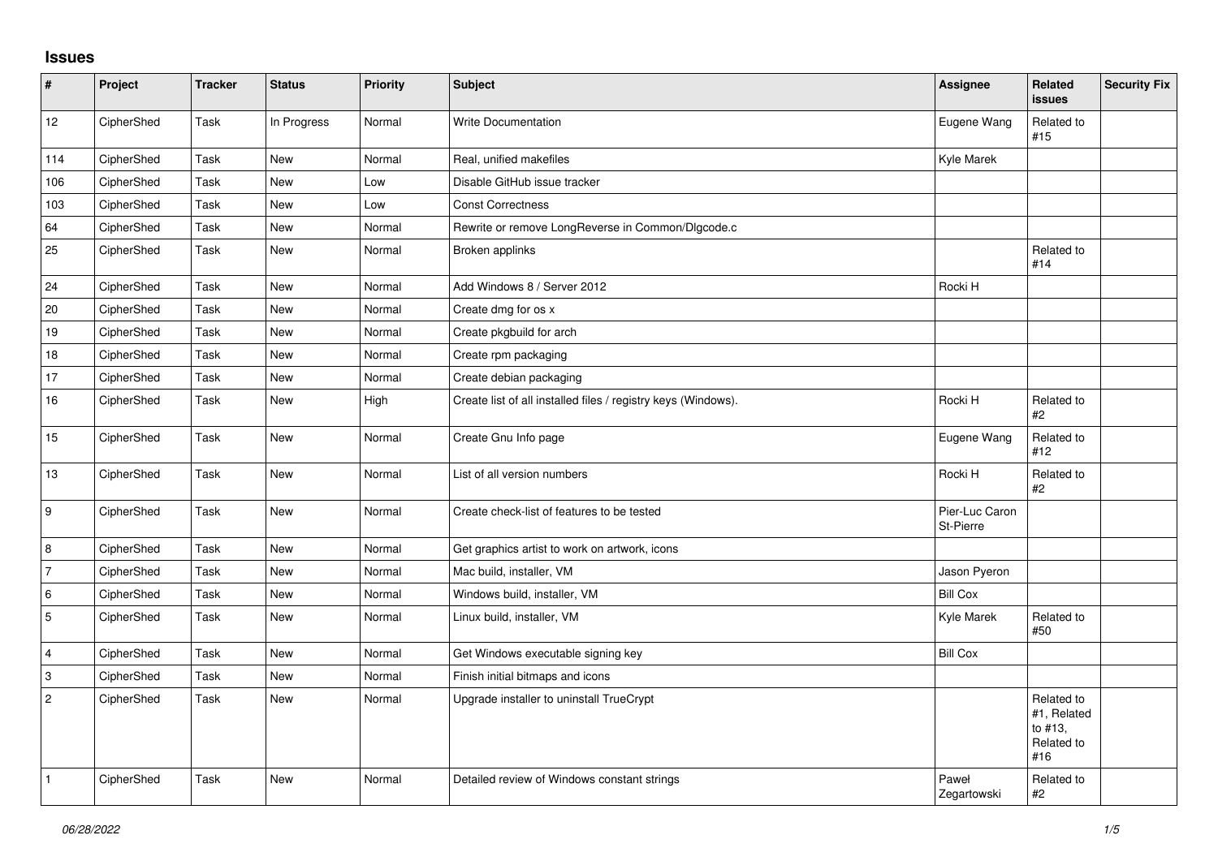## Issues

| # | Project | Tracker | Status | Priority | Subject | Assignee | Related issues | Security Fix |
|---|---|---|---|---|---|---|---|---|
| 12 | CipherShed | Task | In Progress | Normal | Write Documentation | Eugene Wang | Related to #15 | |
| 114 | CipherShed | Task | New | Normal | Real, unified makefiles | Kyle Marek | | |
| 106 | CipherShed | Task | New | Low | Disable GitHub issue tracker | | | |
| 103 | CipherShed | Task | New | Low | Const Correctness | | | |
| 64 | CipherShed | Task | New | Normal | Rewrite or remove LongReverse in Common/Dlgcode.c | | | |
| 25 | CipherShed | Task | New | Normal | Broken applinks | | Related to #14 | |
| 24 | CipherShed | Task | New | Normal | Add Windows 8 / Server 2012 | Rocki H | | |
| 20 | CipherShed | Task | New | Normal | Create dmg for os x | | | |
| 19 | CipherShed | Task | New | Normal | Create pkgbuild for arch | | | |
| 18 | CipherShed | Task | New | Normal | Create rpm packaging | | | |
| 17 | CipherShed | Task | New | Normal | Create debian packaging | | | |
| 16 | CipherShed | Task | New | High | Create list of all installed files / registry keys (Windows). | Rocki H | Related to #2 | |
| 15 | CipherShed | Task | New | Normal | Create Gnu Info page | Eugene Wang | Related to #12 | |
| 13 | CipherShed | Task | New | Normal | List of all version numbers | Rocki H | Related to #2 | |
| 9 | CipherShed | Task | New | Normal | Create check-list of features to be tested | Pier-Luc Caron St-Pierre | | |
| 8 | CipherShed | Task | New | Normal | Get graphics artist to work on artwork, icons | | | |
| 7 | CipherShed | Task | New | Normal | Mac build, installer, VM | Jason Pyeron | | |
| 6 | CipherShed | Task | New | Normal | Windows build, installer, VM | Bill Cox | | |
| 5 | CipherShed | Task | New | Normal | Linux build, installer, VM | Kyle Marek | Related to #50 | |
| 4 | CipherShed | Task | New | Normal | Get Windows executable signing key | Bill Cox | | |
| 3 | CipherShed | Task | New | Normal | Finish initial bitmaps and icons | | | |
| 2 | CipherShed | Task | New | Normal | Upgrade installer to uninstall TrueCrypt | | Related to #1, Related to #13, Related to #16 | |
| 1 | CipherShed | Task | New | Normal | Detailed review of Windows constant strings | Paweł Zegartowski | Related to #2 | |

*06/28/2022*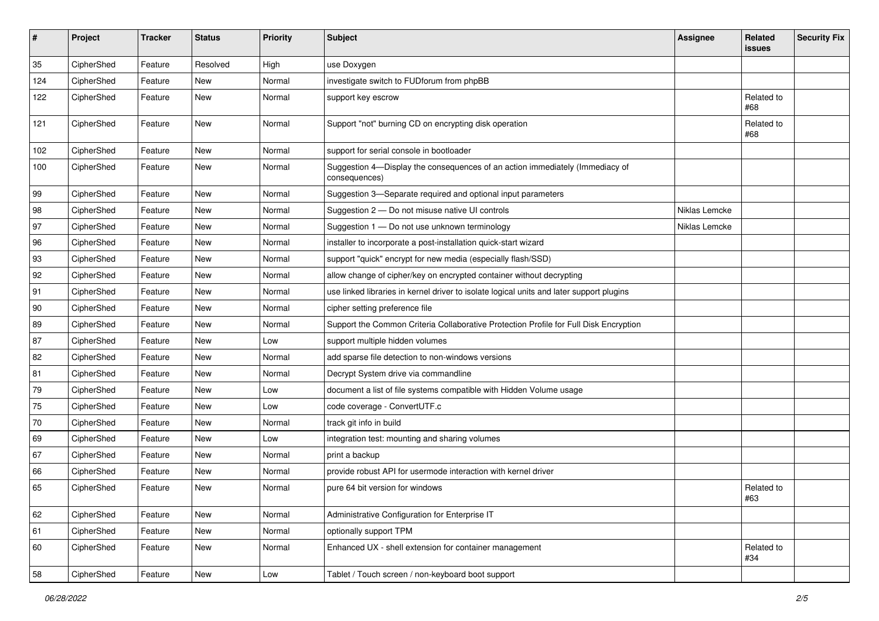| # | Project | Tracker | Status | Priority | Subject | Assignee | Related issues | Security Fix |
|---|---|---|---|---|---|---|---|---|
| 35 | CipherShed | Feature | Resolved | High | use Doxygen | | | |
| 124 | CipherShed | Feature | New | Normal | investigate switch to FUDforum from phpBB | | | |
| 122 | CipherShed | Feature | New | Normal | support key escrow | | Related to #68 | |
| 121 | CipherShed | Feature | New | Normal | Support "not" burning CD on encrypting disk operation | | Related to #68 | |
| 102 | CipherShed | Feature | New | Normal | support for serial console in bootloader | | | |
| 100 | CipherShed | Feature | New | Normal | Suggestion 4—Display the consequences of an action immediately (Immediacy of consequences) | | | |
| 99 | CipherShed | Feature | New | Normal | Suggestion 3—Separate required and optional input parameters | | | |
| 98 | CipherShed | Feature | New | Normal | Suggestion 2 — Do not misuse native UI controls | Niklas Lemcke | | |
| 97 | CipherShed | Feature | New | Normal | Suggestion 1 — Do not use unknown terminology | Niklas Lemcke | | |
| 96 | CipherShed | Feature | New | Normal | installer to incorporate a post-installation quick-start wizard | | | |
| 93 | CipherShed | Feature | New | Normal | support "quick" encrypt for new media (especially flash/SSD) | | | |
| 92 | CipherShed | Feature | New | Normal | allow change of cipher/key on encrypted container without decrypting | | | |
| 91 | CipherShed | Feature | New | Normal | use linked libraries in kernel driver to isolate logical units and later support plugins | | | |
| 90 | CipherShed | Feature | New | Normal | cipher setting preference file | | | |
| 89 | CipherShed | Feature | New | Normal | Support the Common Criteria Collaborative Protection Profile for Full Disk Encryption | | | |
| 87 | CipherShed | Feature | New | Low | support multiple hidden volumes | | | |
| 82 | CipherShed | Feature | New | Normal | add sparse file detection to non-windows versions | | | |
| 81 | CipherShed | Feature | New | Normal | Decrypt System drive via commandline | | | |
| 79 | CipherShed | Feature | New | Low | document a list of file systems compatible with Hidden Volume usage | | | |
| 75 | CipherShed | Feature | New | Low | code coverage - ConvertUTF.c | | | |
| 70 | CipherShed | Feature | New | Normal | track git info in build | | | |
| 69 | CipherShed | Feature | New | Low | integration test: mounting and sharing volumes | | | |
| 67 | CipherShed | Feature | New | Normal | print a backup | | | |
| 66 | CipherShed | Feature | New | Normal | provide robust API for usermode interaction with kernel driver | | | |
| 65 | CipherShed | Feature | New | Normal | pure 64 bit version for windows | | Related to #63 | |
| 62 | CipherShed | Feature | New | Normal | Administrative Configuration for Enterprise IT | | | |
| 61 | CipherShed | Feature | New | Normal | optionally support TPM | | | |
| 60 | CipherShed | Feature | New | Normal | Enhanced UX - shell extension for container management | | Related to #34 | |
| 58 | CipherShed | Feature | New | Low | Tablet / Touch screen / non-keyboard boot support | | | |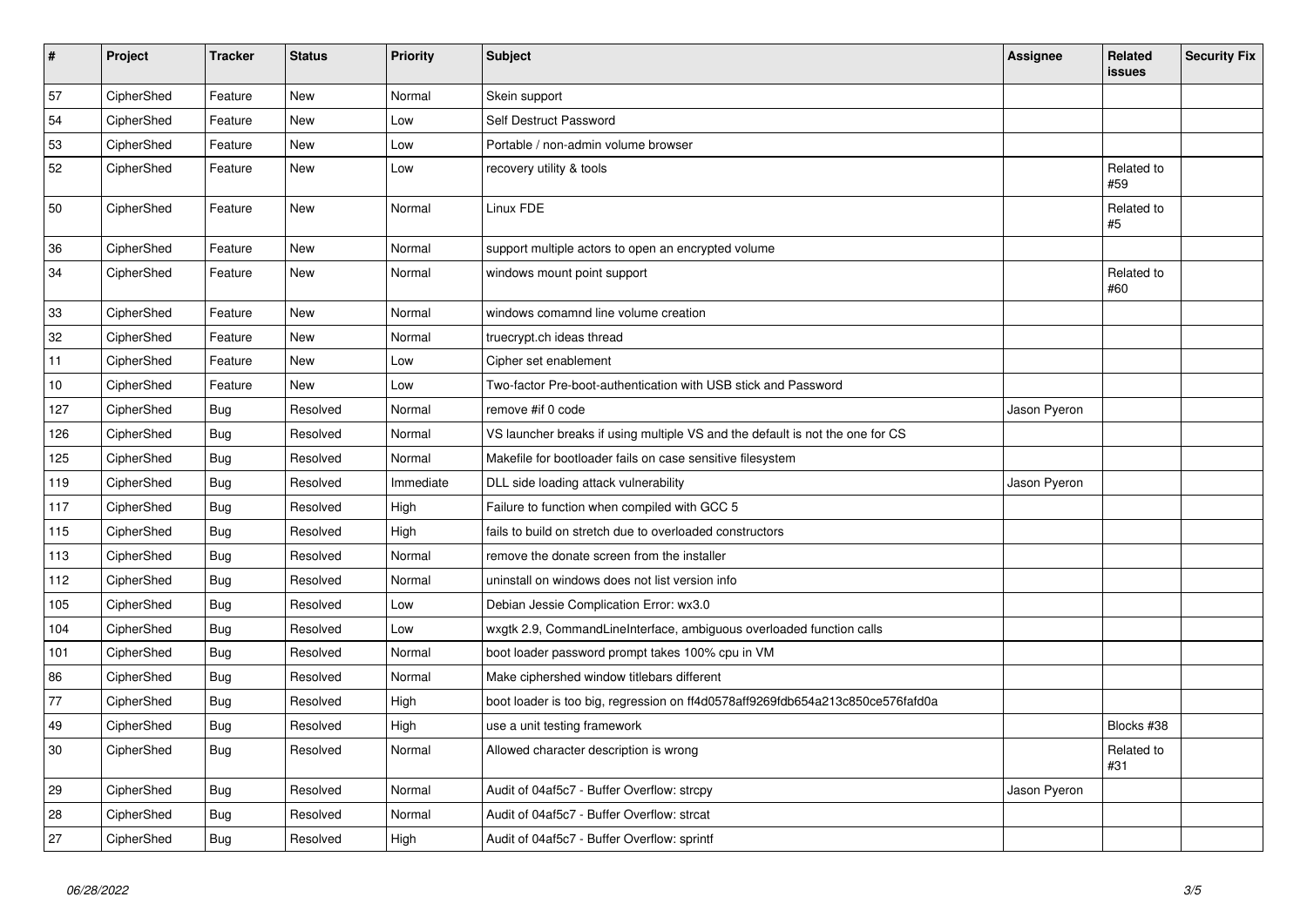| # | Project | Tracker | Status | Priority | Subject | Assignee | Related issues | Security Fix |
|---|---|---|---|---|---|---|---|---|
| 57 | CipherShed | Feature | New | Normal | Skein support | | | |
| 54 | CipherShed | Feature | New | Low | Self Destruct Password | | | |
| 53 | CipherShed | Feature | New | Low | Portable / non-admin volume browser | | | |
| 52 | CipherShed | Feature | New | Low | recovery utility & tools | | Related to #59 | |
| 50 | CipherShed | Feature | New | Normal | Linux FDE | | Related to #5 | |
| 36 | CipherShed | Feature | New | Normal | support multiple actors to open an encrypted volume | | | |
| 34 | CipherShed | Feature | New | Normal | windows mount point support | | Related to #60 | |
| 33 | CipherShed | Feature | New | Normal | windows comamnd line volume creation | | | |
| 32 | CipherShed | Feature | New | Normal | truecrypt.ch ideas thread | | | |
| 11 | CipherShed | Feature | New | Low | Cipher set enablement | | | |
| 10 | CipherShed | Feature | New | Low | Two-factor Pre-boot-authentication with USB stick and Password | | | |
| 127 | CipherShed | Bug | Resolved | Normal | remove #if 0 code | Jason Pyeron | | |
| 126 | CipherShed | Bug | Resolved | Normal | VS launcher breaks if using multiple VS and the default is not the one for CS | | | |
| 125 | CipherShed | Bug | Resolved | Normal | Makefile for bootloader fails on case sensitive filesystem | | | |
| 119 | CipherShed | Bug | Resolved | Immediate | DLL side loading attack vulnerability | Jason Pyeron | | |
| 117 | CipherShed | Bug | Resolved | High | Failure to function when compiled with GCC 5 | | | |
| 115 | CipherShed | Bug | Resolved | High | fails to build on stretch due to overloaded constructors | | | |
| 113 | CipherShed | Bug | Resolved | Normal | remove the donate screen from the installer | | | |
| 112 | CipherShed | Bug | Resolved | Normal | uninstall on windows does not list version info | | | |
| 105 | CipherShed | Bug | Resolved | Low | Debian Jessie Complication Error: wx3.0 | | | |
| 104 | CipherShed | Bug | Resolved | Low | wxgtk 2.9, CommandLineInterface, ambiguous overloaded function calls | | | |
| 101 | CipherShed | Bug | Resolved | Normal | boot loader password prompt takes 100% cpu in VM | | | |
| 86 | CipherShed | Bug | Resolved | Normal | Make ciphershed window titlebars different | | | |
| 77 | CipherShed | Bug | Resolved | High | boot loader is too big, regression on ff4d0578aff9269fdb654a213c850ce576fafd0a | | | |
| 49 | CipherShed | Bug | Resolved | High | use a unit testing framework | | Blocks #38 | |
| 30 | CipherShed | Bug | Resolved | Normal | Allowed character description is wrong | | Related to #31 | |
| 29 | CipherShed | Bug | Resolved | Normal | Audit of 04af5c7 - Buffer Overflow: strcpy | Jason Pyeron | | |
| 28 | CipherShed | Bug | Resolved | Normal | Audit of 04af5c7 - Buffer Overflow: strcat | | | |
| 27 | CipherShed | Bug | Resolved | High | Audit of 04af5c7 - Buffer Overflow: sprintf | | | |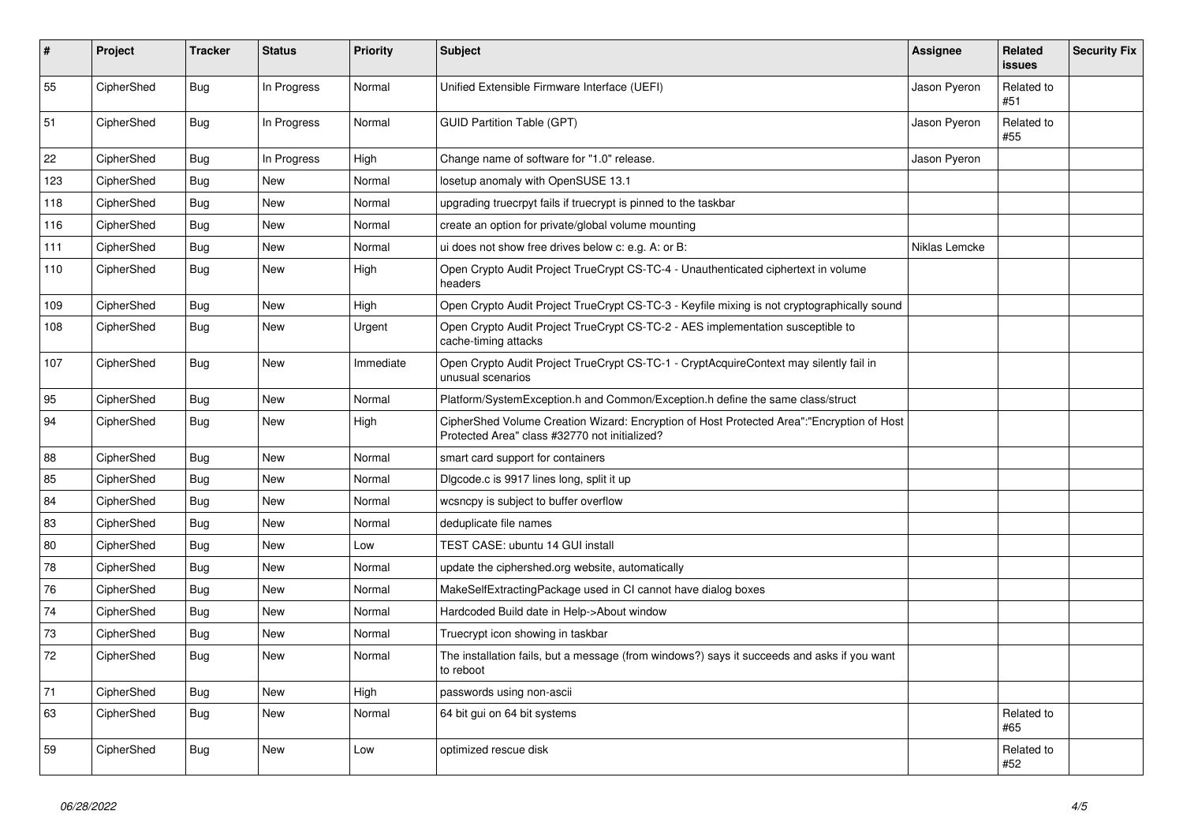| # | Project | Tracker | Status | Priority | Subject | Assignee | Related issues | Security Fix |
|---|---|---|---|---|---|---|---|---|
| 55 | CipherShed | Bug | In Progress | Normal | Unified Extensible Firmware Interface (UEFI) | Jason Pyeron | Related to #51 | |
| 51 | CipherShed | Bug | In Progress | Normal | GUID Partition Table (GPT) | Jason Pyeron | Related to #55 | |
| 22 | CipherShed | Bug | In Progress | High | Change name of software for "1.0" release. | Jason Pyeron | | |
| 123 | CipherShed | Bug | New | Normal | losetup anomaly with OpenSUSE 13.1 | | | |
| 118 | CipherShed | Bug | New | Normal | upgrading truecrpyt fails if truecrypt is pinned to the taskbar | | | |
| 116 | CipherShed | Bug | New | Normal | create an option for private/global volume mounting | | | |
| 111 | CipherShed | Bug | New | Normal | ui does not show free drives below c: e.g. A: or B: | Niklas Lemcke | | |
| 110 | CipherShed | Bug | New | High | Open Crypto Audit Project TrueCrypt CS-TC-4 - Unauthenticated ciphertext in volume headers | | | |
| 109 | CipherShed | Bug | New | High | Open Crypto Audit Project TrueCrypt CS-TC-3 - Keyfile mixing is not cryptographically sound | | | |
| 108 | CipherShed | Bug | New | Urgent | Open Crypto Audit Project TrueCrypt CS-TC-2 - AES implementation susceptible to cache-timing attacks | | | |
| 107 | CipherShed | Bug | New | Immediate | Open Crypto Audit Project TrueCrypt CS-TC-1 - CryptAcquireContext may silently fail in unusual scenarios | | | |
| 95 | CipherShed | Bug | New | Normal | Platform/SystemException.h and Common/Exception.h define the same class/struct | | | |
| 94 | CipherShed | Bug | New | High | CipherShed Volume Creation Wizard: Encryption of Host Protected Area":"Encryption of Host Protected Area" class #32770 not initialized? | | | |
| 88 | CipherShed | Bug | New | Normal | smart card support for containers | | | |
| 85 | CipherShed | Bug | New | Normal | Dlgcode.c is 9917 lines long, split it up | | | |
| 84 | CipherShed | Bug | New | Normal | wcsncpy is subject to buffer overflow | | | |
| 83 | CipherShed | Bug | New | Normal | deduplicate file names | | | |
| 80 | CipherShed | Bug | New | Low | TEST CASE: ubuntu 14 GUI install | | | |
| 78 | CipherShed | Bug | New | Normal | update the ciphershed.org website, automatically | | | |
| 76 | CipherShed | Bug | New | Normal | MakeSelfExtractingPackage used in CI cannot have dialog boxes | | | |
| 74 | CipherShed | Bug | New | Normal | Hardcoded Build date in Help->About window | | | |
| 73 | CipherShed | Bug | New | Normal | Truecrypt icon showing in taskbar | | | |
| 72 | CipherShed | Bug | New | Normal | The installation fails, but a message (from windows?) says it succeeds and asks if you want to reboot | | | |
| 71 | CipherShed | Bug | New | High | passwords using non-ascii | | | |
| 63 | CipherShed | Bug | New | Normal | 64 bit gui on 64 bit systems | | Related to #65 | |
| 59 | CipherShed | Bug | New | Low | optimized rescue disk | | Related to #52 | |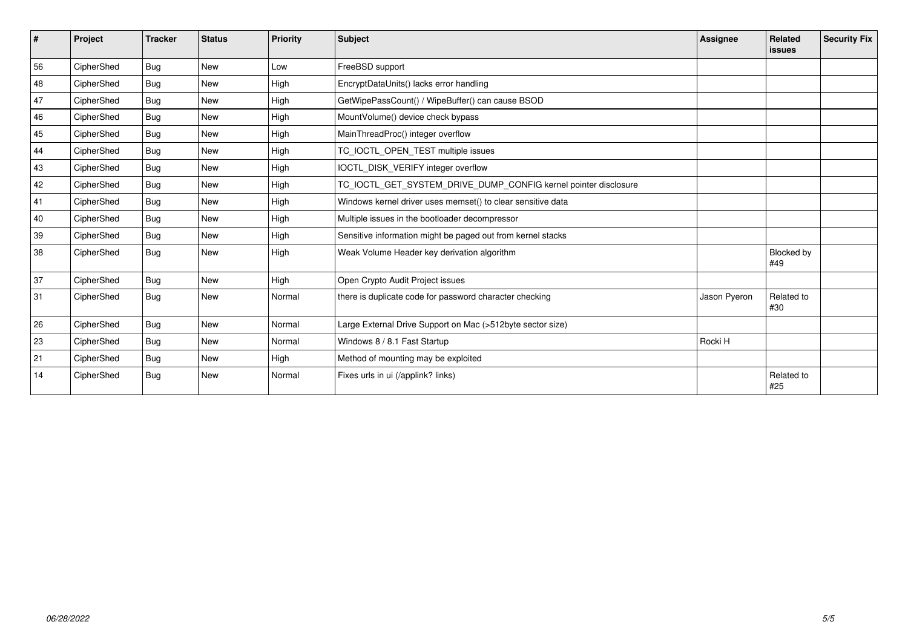| # | Project | Tracker | Status | Priority | Subject | Assignee | Related issues | Security Fix |
|---|---|---|---|---|---|---|---|---|
| 56 | CipherShed | Bug | New | Low | FreeBSD support | | | |
| 48 | CipherShed | Bug | New | High | EncryptDataUnits() lacks error handling | | | |
| 47 | CipherShed | Bug | New | High | GetWipePassCount() / WipeBuffer() can cause BSOD | | | |
| 46 | CipherShed | Bug | New | High | MountVolume() device check bypass | | | |
| 45 | CipherShed | Bug | New | High | MainThreadProc() integer overflow | | | |
| 44 | CipherShed | Bug | New | High | TC_IOCTL_OPEN_TEST multiple issues | | | |
| 43 | CipherShed | Bug | New | High | IOCTL_DISK_VERIFY integer overflow | | | |
| 42 | CipherShed | Bug | New | High | TC_IOCTL_GET_SYSTEM_DRIVE_DUMP_CONFIG kernel pointer disclosure | | | |
| 41 | CipherShed | Bug | New | High | Windows kernel driver uses memset() to clear sensitive data | | | |
| 40 | CipherShed | Bug | New | High | Multiple issues in the bootloader decompressor | | | |
| 39 | CipherShed | Bug | New | High | Sensitive information might be paged out from kernel stacks | | | |
| 38 | CipherShed | Bug | New | High | Weak Volume Header key derivation algorithm | | Blocked by #49 | |
| 37 | CipherShed | Bug | New | High | Open Crypto Audit Project issues | | | |
| 31 | CipherShed | Bug | New | Normal | there is duplicate code for password character checking | Jason Pyeron | Related to #30 | |
| 26 | CipherShed | Bug | New | Normal | Large External Drive Support on Mac (>512byte sector size) | | | |
| 23 | CipherShed | Bug | New | Normal | Windows 8 / 8.1 Fast Startup | Rocki H | | |
| 21 | CipherShed | Bug | New | High | Method of mounting may be exploited | | | |
| 14 | CipherShed | Bug | New | Normal | Fixes urls in ui (/applink? links) | | Related to #25 | |